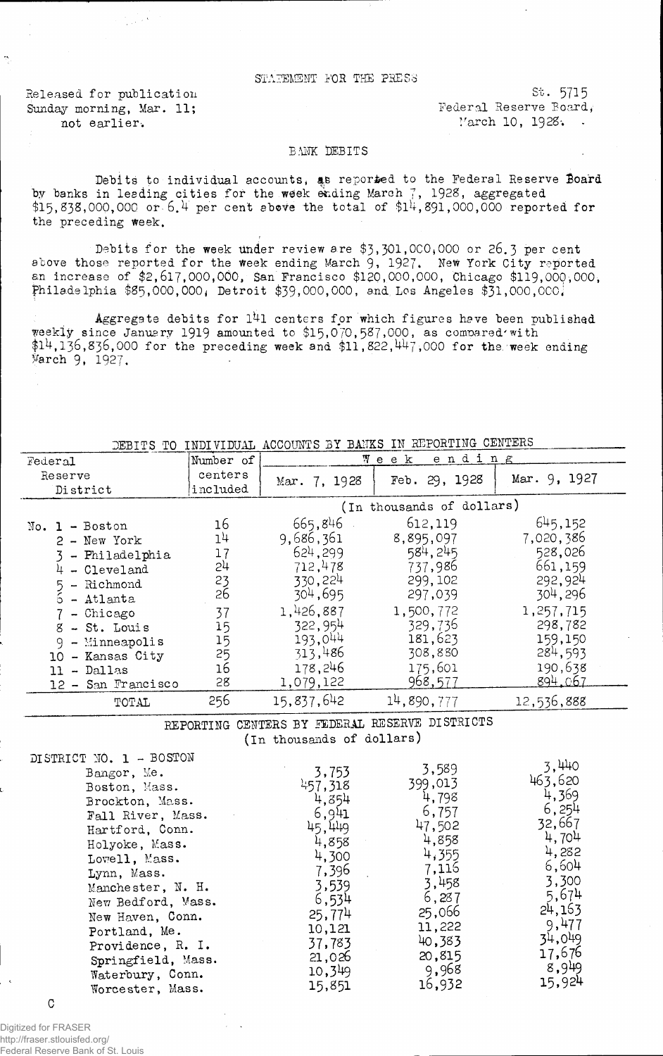STATEMENT FOR THE PRESS

Released for publication Sunday morning, Mar. 11; not earlier.

St. 5715
Federal Reserve Board,
March 10, 1928.

## BANK DEBITS

Debits to individual accounts, as reported to the Federal Reserve Board by banks in leading cities for the week ending March 7, 1928, aggregated $15,838,000,000 or 6.4 per cent above the total of $14,891,000,000 reported for the preceding week.

Debits for the week under review are $3,301,000,000 or 26.3 per cent above those reported for the week ending March 9, 1927. New York City reported an increase of $2,617,000,000, San Francisco $120,000,000, Chicago $119,000,000, Philadelphia $85,000,000, Detroit $39,000,000, and Los Angeles $31,000,000.

Aggregate debits for 141 centers for which figures have been published weekly since January 1919 amounted to $15,070,587,000, as compared with $14,136,836,000 for the preceding week and $11,822,447,000 for the week ending March 9, 1927.

DEBITS TO INDIVIDUAL ACCOUNTS BY BANKS IN REPORTING CENTERS

| Federal Reserve District | Number of centers included | Week ending Mar. 7, 1928 | Feb. 29, 1928 | Mar. 9, 1927 |
|---|---|---|---|---|
| | | (In thousands of dollars) | | |
| No. 1 - Boston | 16 | 665,846 | 612,119 | 645,152 |
| 2 - New York | 14 | 9,686,361 | 8,895,097 | 7,020,386 |
| 3 - Philadelphia | 17 | 624,299 | 584,245 | 528,026 |
| 4 - Cleveland | 24 | 712,478 | 737,986 | 661,159 |
| 5 - Richmond | 23 | 330,224 | 299,102 | 292,924 |
| 6 - Atlanta | 26 | 304,695 | 297,039 | 304,296 |
| 7 - Chicago | 37 | 1,426,887 | 1,500,772 | 1,257,715 |
| 8 - St. Louis | 15 | 322,954 | 329,736 | 298,782 |
| 9 - Minneapolis | 15 | 193,044 | 181,623 | 159,150 |
| 10 - Kansas City | 25 | 313,486 | 308,880 | 284,593 |
| 11 - Dallas | 16 | 178,246 | 175,601 | 190,638 |
| 12 - San Francisco | 28 | 1,079,122 | 968,577 | 894,067 |
| TOTAL | 256 | 15,837,642 | 14,890,777 | 12,536,888 |

REPORTING CENTERS BY FEDERAL RESERVE DISTRICTS
(In thousands of dollars)

| DISTRICT NO. 1 - BOSTON | Mar. 7, 1928 | Feb. 29, 1928 | Mar. 9, 1927 |
|---|---|---|---|
| Bangor, Me. | 3,753 | 3,589 | 3,440 |
| Boston, Mass. | 457,318 | 399,013 | 463,620 |
| Brockton, Mass. | 4,854 | 4,798 | 4,369 |
| Fall River, Mass. | 6,941 | 6,757 | 6,254 |
| Hartford, Conn. | 45,449 | 47,502 | 32,667 |
| Holyoke, Mass. | 4,858 | 4,858 | 4,704 |
| Lowell, Mass. | 4,300 | 4,355 | 4,282 |
| Lynn, Mass. | 7,396 | 7,116 | 6,604 |
| Manchester, N. H. | 3,539 | 3,458 | 3,300 |
| New Bedford, Mass. | 6,534 | 6,287 | 5,674 |
| New Haven, Conn. | 25,774 | 25,066 | 24,163 |
| Portland, Me. | 10,121 | 11,222 | 9,477 |
| Providence, R. I. | 37,783 | 40,383 | 34,049 |
| Springfield, Mass. | 21,026 | 20,815 | 17,676 |
| Waterbury, Conn. | 10,349 | 9,968 | 8,949 |
| Worcester, Mass. | 15,851 | 16,932 | 15,924 |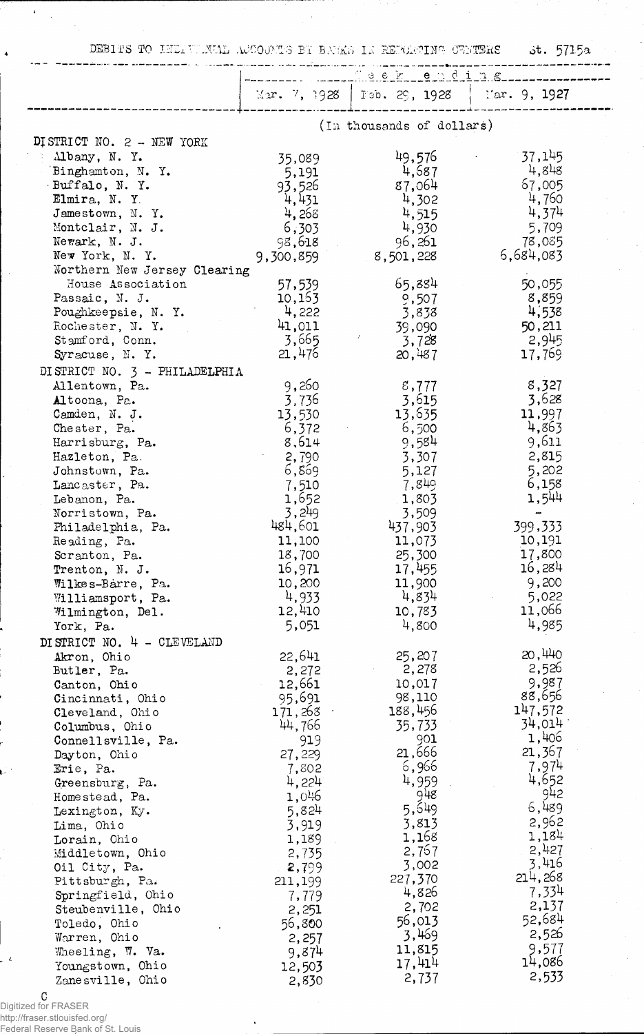DEBITS TO INDIVIDUAL ACCOUNTS BY BANKS IN REPORTING CENTERS St. 5715a

| | Week ending | | |
|---|---|---|---|
| | Mar. 7, 1928 | Feb. 29, 1928 | Mar. 9, 1927 |
| | (In thousands of dollars) | | |
| DISTRICT NO. 2 - NEW YORK | | | |
| Albany, N. Y. | 35,089 | 49,576 | 37,145 |
| Binghamton, N. Y. | 5,191 | 4,687 | 4,848 |
| Buffalo, N. Y. | 93,526 | 87,064 | 67,005 |
| Elmira, N. Y. | 4,431 | 4,302 | 4,760 |
| Jamestown, N. Y. | 4,268 | 4,515 | 4,374 |
| Montclair, N. J. | 6,303 | 4,930 | 5,709 |
| Newark, N. J. | 98,618 | 96,261 | 78,085 |
| New York, N. Y. | 9,300,859 | 8,501,228 | 6,684,083 |
| Northern New Jersey Clearing House Association | 57,539 | 65,884 | 50,055 |
| Passaic, N. J. | 10,163 | 9,507 | 8,859 |
| Poughkeepsie, N. Y. | 4,222 | 3,838 | 4,538 |
| Rochester, N. Y. | 41,011 | 39,090 | 50,211 |
| Stamford, Conn. | 3,665 | 3,728 | 2,945 |
| Syracuse, N. Y. | 21,476 | 20,487 | 17,769 |
| DISTRICT NO. 3 - PHILADELPHIA | | | |
| Allentown, Pa. | 9,260 | 8,777 | 8,327 |
| Altoona, Pa. | 3,736 | 3,615 | 3,628 |
| Camden, N. J. | 13,530 | 13,635 | 11,997 |
| Chester, Pa. | 6,372 | 6,500 | 4,863 |
| Harrisburg, Pa. | 8,614 | 9,584 | 9,611 |
| Hazleton, Pa. | 2,790 | 3,307 | 2,815 |
| Johnstown, Pa. | 6,869 | 5,127 | 5,202 |
| Lancaster, Pa. | 7,510 | 7,849 | 6,158 |
| Lebanon, Pa. | 1,652 | 1,803 | 1,544 |
| Norristown, Pa. | 3,249 | 3,509 | - |
| Philadelphia, Pa. | 484,601 | 437,903 | 399,333 |
| Reading, Pa. | 11,100 | 11,073 | 10,191 |
| Scranton, Pa. | 18,700 | 25,300 | 17,800 |
| Trenton, N. J. | 16,971 | 17,455 | 16,284 |
| Wilkes-Barre, Pa. | 10,200 | 11,900 | 9,200 |
| Williamsport, Pa. | 4,933 | 4,834 | 5,022 |
| Wilmington, Del. | 12,410 | 10,783 | 11,066 |
| York, Pa. | 5,051 | 4,800 | 4,985 |
| DISTRICT NO. 4 - CLEVELAND | | | |
| Akron, Ohio | 22,641 | 25,207 | 20,440 |
| Butler, Pa. | 2,272 | 2,278 | 2,526 |
| Canton, Ohio | 12,661 | 10,017 | 9,987 |
| Cincinnati, Ohio | 95,691 | 98,110 | 88,656 |
| Cleveland, Ohio | 171,268 | 188,456 | 147,572 |
| Columbus, Ohio | 44,766 | 35,733 | 34,014 |
| Connellsville, Pa. | 919 | 901 | 1,406 |
| Dayton, Ohio | 27,229 | 21,666 | 21,367 |
| Erie, Pa. | 7,802 | 6,966 | 7,974 |
| Greensburg, Pa. | 4,224 | 4,959 | 4,652 |
| Homestead, Pa. | 1,046 | 948 | 942 |
| Lexington, Ky. | 5,824 | 5,649 | 6,489 |
| Lima, Ohio | 3,919 | 3,813 | 2,962 |
| Lorain, Ohio | 1,189 | 1,168 | 1,184 |
| Middletown, Ohio | 2,735 | 2,767 | 2,427 |
| Oil City, Pa. | 2,799 | 3,002 | 3,416 |
| Pittsburgh, Pa. | 211,199 | 227,370 | 214,268 |
| Springfield, Ohio | 7,779 | 4,826 | 7,334 |
| Steubenville, Ohio | 2,251 | 2,702 | 2,137 |
| Toledo, Ohio | 56,800 | 56,013 | 52,684 |
| Warren, Ohio | 2,257 | 3,469 | 2,526 |
| Wheeling, W. Va. | 9,874 | 11,815 | 9,577 |
| Youngstown, Ohio | 12,503 | 17,414 | 14,086 |
| Zanesville, Ohio | 2,830 | 2,737 | 2,533 |

C

Digitized for FRASER
http://fraser.stlouisfed.org/
Federal Reserve Bank of St. Louis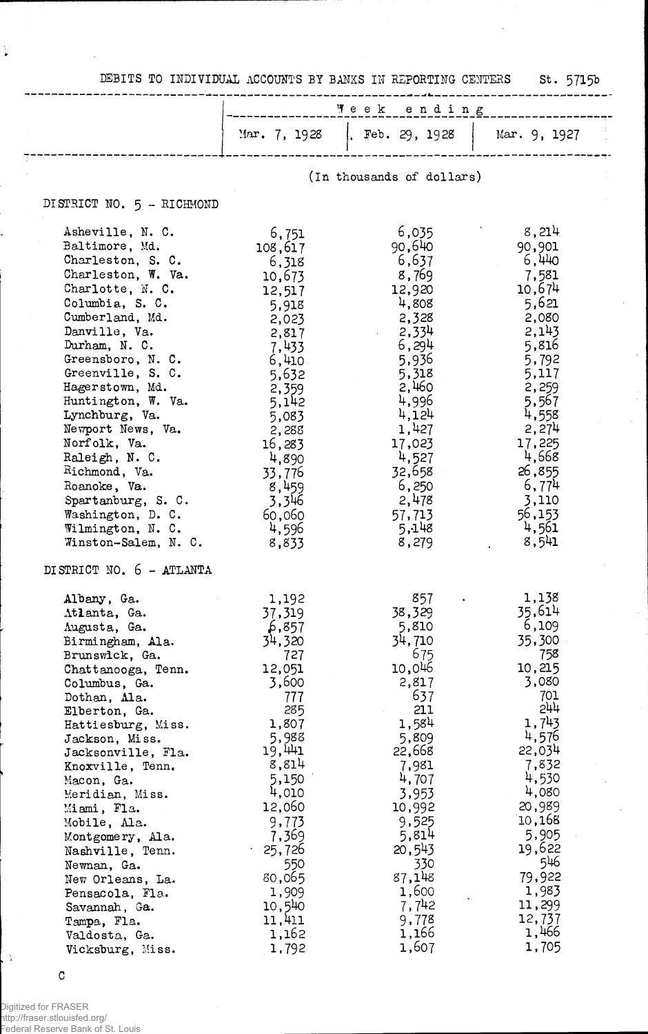DEBITS TO INDIVIDUAL ACCOUNTS BY BANKS IN REPORTING CENTERS St. 5715b

| | Week ending | | |
|---|---|---|---|
| | Mar. 7, 1928 | Feb. 29, 1928 | Mar. 9, 1927 |
| | (In thousands of dollars) | | |
| **DISTRICT NO. 5 - RICHMOND** | | | |
| Asheville, N. C. | 6,751 | 6,035 | 8,214 |
| Baltimore, Md. | 108,617 | 90,640 | 90,901 |
| Charleston, S. C. | 6,318 | 6,637 | 6,440 |
| Charleston, W. Va. | 10,673 | 8,769 | 7,581 |
| Charlotte, N. C. | 12,517 | 12,920 | 10,674 |
| Columbia, S. C. | 5,918 | 4,808 | 5,621 |
| Cumberland, Md. | 2,023 | 2,328 | 2,080 |
| Danville, Va. | 2,817 | 2,334 | 2,143 |
| Durham, N. C. | 7,433 | 6,294 | 5,816 |
| Greensboro, N. C. | 6,410 | 5,936 | 5,792 |
| Greenville, S. C. | 5,632 | 5,318 | 5,117 |
| Hagerstown, Md. | 2,359 | 2,460 | 2,259 |
| Huntington, W. Va. | 5,142 | 4,996 | 5,567 |
| Lynchburg, Va. | 5,083 | 4,124 | 4,558 |
| Newport News, Va. | 2,288 | 1,427 | 2,274 |
| Norfolk, Va. | 16,283 | 17,023 | 17,225 |
| Raleigh, N. C. | 4,890 | 4,527 | 4,668 |
| Richmond, Va. | 33,776 | 32,658 | 26,855 |
| Roanoke, Va. | 8,459 | 6,250 | 6,774 |
| Spartanburg, S. C. | 3,346 | 2,478 | 3,110 |
| Washington, D. C. | 60,060 | 57,713 | 56,153 |
| Wilmington, N. C. | 4,596 | 5,148 | 4,561 |
| Winston-Salem, N. C. | 8,833 | 8,279 | 8,541 |
| **DISTRICT NO. 6 - ATLANTA** | | | |
| Albany, Ga. | 1,192 | 857 | 1,138 |
| Atlanta, Ga. | 37,319 | 38,329 | 35,614 |
| Augusta, Ga. | 6,857 | 5,810 | 6,109 |
| Birmingham, Ala. | 34,320 | 34,710 | 35,300 |
| Brunswick, Ga. | 727 | 675 | 758 |
| Chattanooga, Tenn. | 12,051 | 10,046 | 10,215 |
| Columbus, Ga. | 3,600 | 2,817 | 3,080 |
| Dothan, Ala. | 777 | 637 | 701 |
| Elberton, Ga. | 285 | 211 | 244 |
| Hattiesburg, Miss. | 1,807 | 1,584 | 1,743 |
| Jackson, Miss. | 5,988 | 5,809 | 4,576 |
| Jacksonville, Fla. | 19,441 | 22,668 | 22,034 |
| Knoxville, Tenn. | 8,814 | 7,981 | 7,832 |
| Macon, Ga. | 5,150 | 4,707 | 4,530 |
| Meridian, Miss. | 4,010 | 3,953 | 4,080 |
| Miami, Fla. | 12,060 | 10,992 | 20,989 |
| Mobile, Ala. | 9,773 | 9,525 | 10,168 |
| Montgomery, Ala. | 7,369 | 5,814 | 5,905 |
| Nashville, Tenn. | 25,726 | 20,543 | 19,622 |
| Newnan, Ga. | 550 | 330 | 546 |
| New Orleans, La. | 80,065 | 87,148 | 79,922 |
| Pensacola, Fla. | 1,909 | 1,600 | 1,983 |
| Savannah, Ga. | 10,540 | 7,742 | 11,299 |
| Tampa, Fla. | 11,411 | 9,778 | 12,737 |
| Valdosta, Ga. | 1,162 | 1,166 | 1,466 |
| Vicksburg, Miss. | 1,792 | 1,607 | 1,705 |

C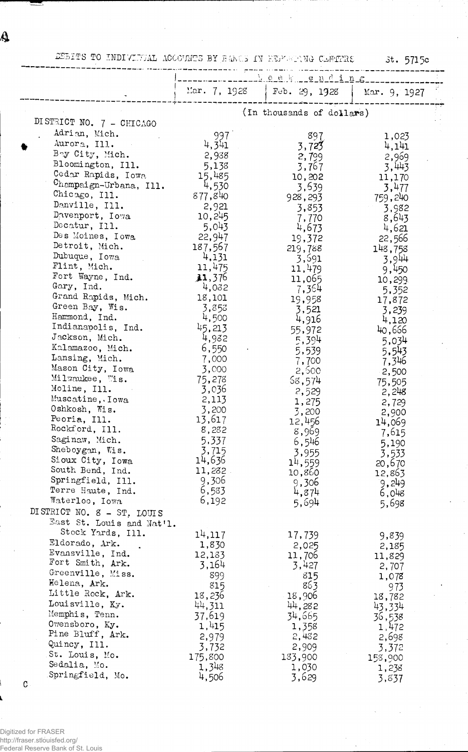DEBITS TO INDIVIDUAL ACCOUNTS BY BANKS IN REPORTING CENTERS St. 5715c

| | Week ending | | |
|---|---|---|---|
| | Mar. 7, 1928 | Feb. 29, 1928 | Mar. 9, 1927 |
| | (In thousands of dollars) | | |
| DISTRICT NO. 7 - CHICAGO | | | |
| Adrian, Mich. | 997 | 897 | 1,023 |
| Aurora, Ill. | 4,341 | 3,723 | 4,141 |
| Bay City, Mich. | 2,988 | 2,799 | 2,969 |
| Bloomington, Ill. | 5,138 | 3,767 | 3,443 |
| Cedar Rapids, Iowa | 15,485 | 10,202 | 11,170 |
| Champaign-Urbana, Ill. | 4,530 | 3,639 | 3,477 |
| Chicago, Ill. | 877,840 | 928,293 | 759,240 |
| Danville, Ill. | 2,921 | 3,853 | 3,982 |
| Davenport, Iowa | 10,245 | 7,770 | 8,643 |
| Decatur, Ill. | 5,043 | 4,673 | 4,621 |
| Des Moines, Iowa | 22,947 | 19,372 | 22,566 |
| Detroit, Mich. | 187,567 | 219,788 | 148,758 |
| Dubuque, Iowa | 4,131 | 3,691 | 3,944 |
| Flint, Mich. | 11,475 | 11,479 | 9,450 |
| Fort Wayne, Ind. | 11,376 | 11,065 | 10,299 |
| Gary, Ind. | 4,082 | 7,364 | 5,352 |
| Grand Rapids, Mich. | 18,101 | 19,958 | 17,872 |
| Green Bay, Wis. | 3,858 | 3,521 | 3,239 |
| Hammond, Ind. | 4,500 | 4,916 | 4,120 |
| Indianapolis, Ind. | 45,213 | 55,972 | 40,666 |
| Jackson, Mich. | 4,982 | 5,394 | 5,034 |
| Kalamazoo, Mich. | 6,550 | 5,539 | 5,543 |
| Lansing, Mich. | 7,000 | 7,700 | 7,346 |
| Mason City, Iowa | 3,000 | 2,600 | 2,500 |
| Milwaukee, Wis. | 75,278 | 68,574 | 75,505 |
| Moline, Ill. | 3,036 | 2,529 | 2,248 |
| Muscatine, Iowa | 2,113 | 1,275 | 2,729 |
| Oshkosh, Wis. | 3,200 | 3,200 | 2,900 |
| Peoria, Ill. | 13,617 | 12,456 | 14,069 |
| Rockford, Ill. | 8,282 | 8,969 | 7,615 |
| Saginaw, Mich. | 5,337 | 6,546 | 5,190 |
| Sheboygan, Wis. | 3,715 | 3,955 | 3,533 |
| Sioux City, Iowa | 14,636 | 14,559 | 20,670 |
| South Bend, Ind. | 11,282 | 10,860 | 12,863 |
| Springfield, Ill. | 9,306 | 9,306 | 9,249 |
| Terre Haute, Ind. | 6,583 | 4,874 | 6,048 |
| Waterloo, Iowa | 6,192 | 5,694 | 5,698 |
| DISTRICT NO. 8 - ST. LOUIS | | | |
| East St. Louis and Nat'l. Stock Yards, Ill. | 14,117 | 17,739 | 9,839 |
| Eldorado, Ark. | 1,830 | 2,025 | 2,185 |
| Evansville, Ind. | 12,183 | 11,706 | 11,829 |
| Fort Smith, Ark. | 3,164 | 3,427 | 2,707 |
| Greenville, Miss. | 899 | 815 | 1,078 |
| Helena, Ark. | 815 | 863 | 973 |
| Little Rock, Ark. | 18,236 | 18,906 | 18,782 |
| Louisville, Ky. | 44,311 | 44,282 | 43,334 |
| Memphis, Tenn. | 37,619 | 34,665 | 36,538 |
| Owensboro, Ky. | 1,415 | 1,358 | 1,472 |
| Pine Bluff, Ark. | 2,979 | 2,482 | 2,698 |
| Quincy, Ill. | 3,732 | 2,909 | 3,372 |
| St. Louis, Mo. | 175,800 | 183,900 | 158,900 |
| Sedalia, Mo. | 1,348 | 1,030 | 1,238 |
| Springfield, Mo. | 4,506 | 3,629 | 3,837 |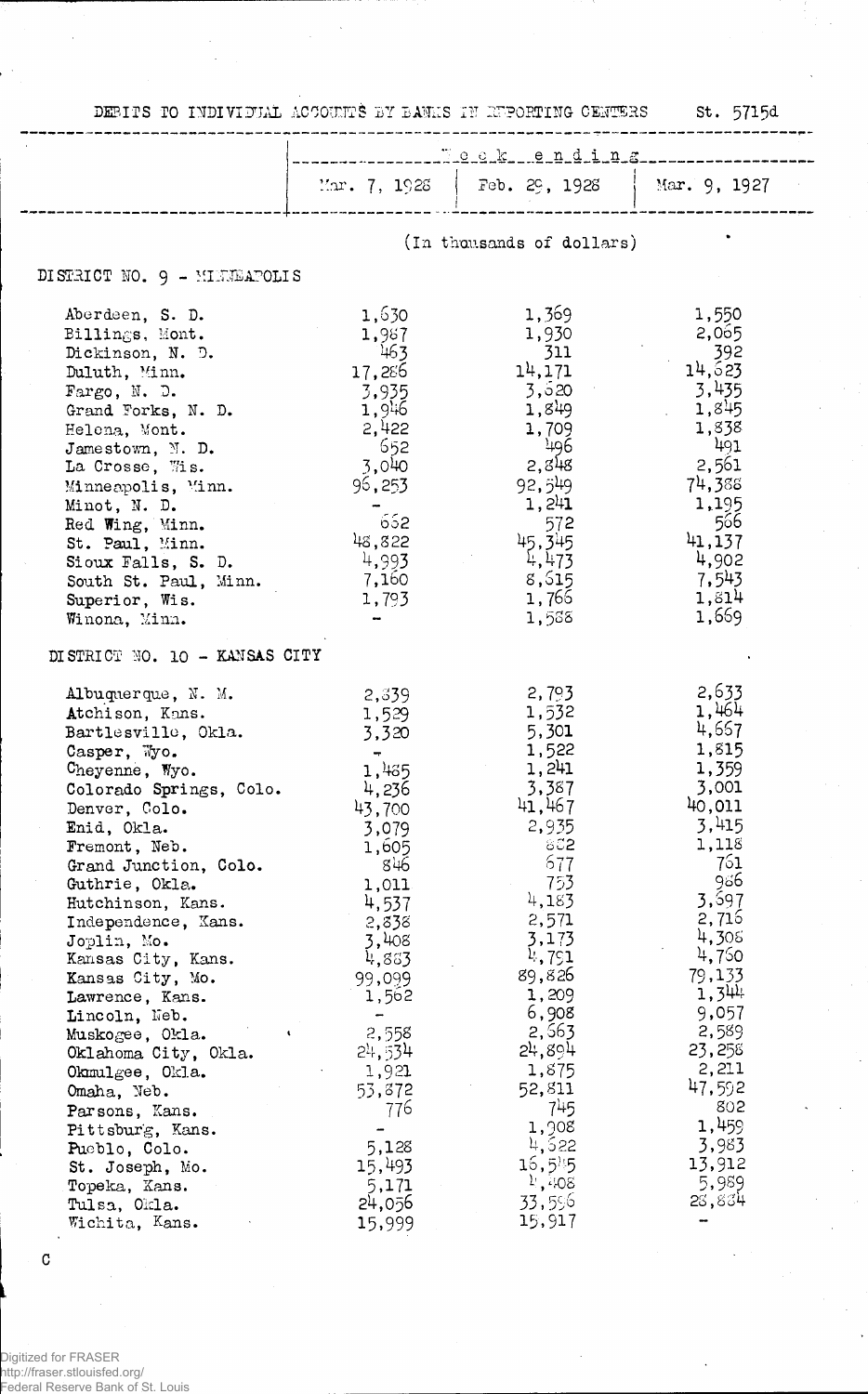DEBITS TO INDIVIDUAL ACCOUNTS BY BANKS IN REPORTING CENTERS St. 5715d

| | Week ending | | |
|---|---|---|---|
| | Mar. 7, 1928 | Feb. 29, 1928 | Mar. 9, 1927 |
| | (In thousands of dollars) | | |
| **DISTRICT NO. 9 - MINNEAPOLIS** | | | |
| Aberdeen, S. D. | 1,630 | 1,369 | 1,550 |
| Billings, Mont. | 1,987 | 1,930 | 2,065 |
| Dickinson, N. D. | 463 | 311 | 392 |
| Duluth, Minn. | 17,286 | 14,171 | 14,623 |
| Fargo, N. D. | 3,935 | 3,620 | 3,435 |
| Grand Forks, N. D. | 1,946 | 1,849 | 1,845 |
| Helena, Mont. | 2,422 | 1,709 | 1,838 |
| Jamestown, N. D. | 652 | 496 | 491 |
| La Crosse, Wis. | 3,040 | 2,848 | 2,561 |
| Minneapolis, Minn. | 96,253 | 92,549 | 74,388 |
| Minot, N. D. | - | 1,241 | 1,195 |
| Red Wing, Minn. | 662 | 572 | 566 |
| St. Paul, Minn. | 48,822 | 45,345 | 41,137 |
| Sioux Falls, S. D. | 4,993 | 4,473 | 4,902 |
| South St. Paul, Minn. | 7,160 | 8,615 | 7,543 |
| Superior, Wis. | 1,793 | 1,766 | 1,814 |
| Winona, Minn. | - | 1,588 | 1,669 |
| **DISTRICT NO. 10 - KANSAS CITY** | | | |
| Albuquerque, N. M. | 2,839 | 2,793 | 2,633 |
| Atchison, Kans. | 1,529 | 1,532 | 1,464 |
| Bartlesville, Okla. | 3,320 | 5,301 | 4,667 |
| Casper, Wyo. | - | 1,522 | 1,815 |
| Cheyenne, Wyo. | 1,485 | 1,241 | 1,359 |
| Colorado Springs, Colo. | 4,236 | 3,387 | 3,001 |
| Denver, Colo. | 43,700 | 41,467 | 40,011 |
| Enid, Okla. | 3,079 | 2,935 | 3,415 |
| Fremont, Neb. | 1,605 | 862 | 1,118 |
| Grand Junction, Colo. | 846 | 677 | 761 |
| Guthrie, Okla. | 1,011 | 753 | 986 |
| Hutchinson, Kans. | 4,537 | 4,183 | 3,697 |
| Independence, Kans. | 2,838 | 2,571 | 2,716 |
| Joplin, Mo. | 3,408 | 3,173 | 4,308 |
| Kansas City, Kans. | 4,863 | 4,791 | 4,760 |
| Kansas City, Mo. | 99,099 | 89,826 | 79,133 |
| Lawrence, Kans. | 1,562 | 1,209 | 1,344 |
| Lincoln, Neb. | - | 6,908 | 9,057 |
| Muskogee, Okla. | 2,558 | 2,663 | 2,589 |
| Oklahoma City, Okla. | 24,534 | 24,894 | 23,258 |
| Okmulgee, Okla. | 1,921 | 1,875 | 2,211 |
| Omaha, Neb. | 53,872 | 52,811 | 47,592 |
| Parsons, Kans. | 776 | 745 | 802 |
| Pittsburg, Kans. | - | 1,908 | 1,459 |
| Pueblo, Colo. | 5,128 | 4,622 | 3,983 |
| St. Joseph, Mo. | 15,493 | 16,545 | 13,912 |
| Topeka, Kans. | 5,171 | 4,408 | 5,989 |
| Tulsa, Okla. | 24,056 | 33,596 | 28,884 |
| Wichita, Kans. | 15,999 | 15,917 | - |

C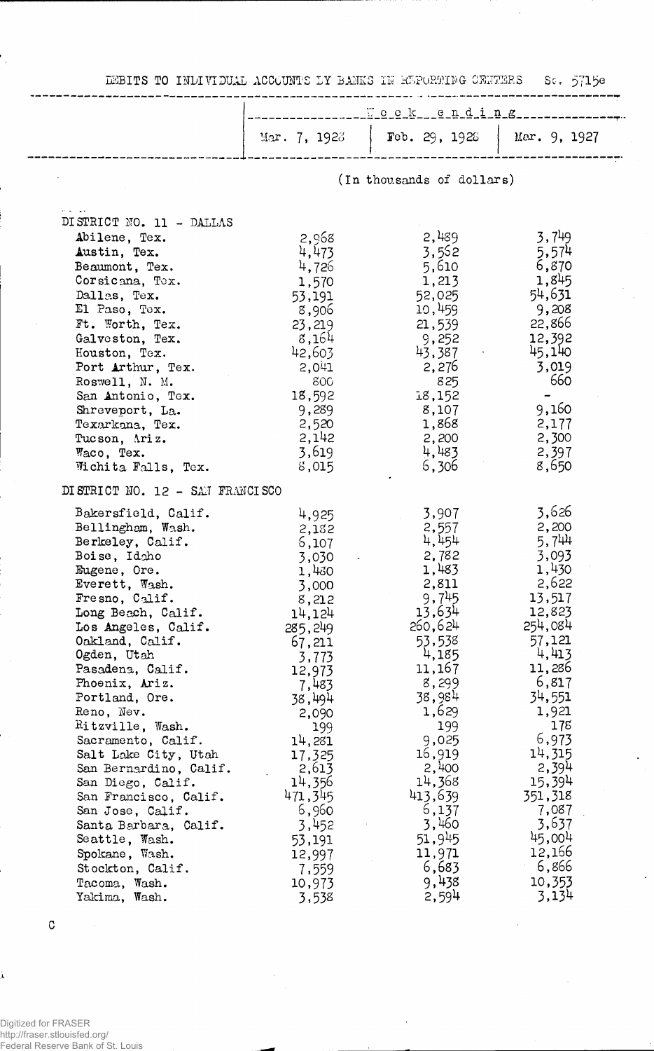DEBITS TO INDIVIDUAL ACCOUNTS BY BANKS IN REPORTING CENTERS St. 5715e

| | Week ending | | |
|---|---|---|---|
| | Mar. 7, 1928 | Feb. 29, 1928 | Mar. 9, 1927 |
| | (In thousands of dollars) | | |
| **DISTRICT NO. 11 - DALLAS** | | | |
| Abilene, Tex. | 2,968 | 2,489 | 3,749 |
| Austin, Tex. | 4,473 | 3,562 | 5,574 |
| Beaumont, Tex. | 4,726 | 5,610 | 6,870 |
| Corsicana, Tex. | 1,570 | 1,213 | 1,845 |
| Dallas, Tex. | 53,191 | 52,025 | 54,631 |
| El Paso, Tex. | 8,906 | 10,459 | 9,208 |
| Ft. Worth, Tex. | 23,219 | 21,539 | 22,866 |
| Galveston, Tex. | 8,164 | 9,252 | 12,392 |
| Houston, Tex. | 42,603 | 43,387 | 45,140 |
| Port Arthur, Tex. | 2,041 | 2,276 | 3,019 |
| Roswell, N. M. | 800 | 825 | 660 |
| San Antonio, Tex. | 18,592 | 18,152 | - |
| Shreveport, La. | 9,289 | 8,107 | 9,160 |
| Texarkana, Tex. | 2,520 | 1,868 | 2,177 |
| Tucson, Ariz. | 2,142 | 2,200 | 2,300 |
| Waco, Tex. | 3,619 | 4,483 | 2,397 |
| Wichita Falls, Tex. | 8,015 | 6,306 | 8,650 |
| **DISTRICT NO. 12 - SAN FRANCISCO** | | | |
| Bakersfield, Calif. | 4,925 | 3,907 | 3,626 |
| Bellingham, Wash. | 2,182 | 2,557 | 2,200 |
| Berkeley, Calif. | 6,107 | 4,454 | 5,744 |
| Boise, Idaho | 3,030 | 2,782 | 3,093 |
| Eugene, Ore. | 1,480 | 1,483 | 1,430 |
| Everett, Wash. | 3,000 | 2,811 | 2,622 |
| Fresno, Calif. | 8,212 | 9,745 | 13,517 |
| Long Beach, Calif. | 14,124 | 13,634 | 12,823 |
| Los Angeles, Calif. | 285,249 | 260,624 | 254,084 |
| Oakland, Calif. | 67,211 | 53,538 | 57,121 |
| Ogden, Utah | 3,773 | 4,185 | 4,413 |
| Pasadena, Calif. | 12,973 | 11,167 | 11,286 |
| Phoenix, Ariz. | 7,483 | 8,299 | 6,817 |
| Portland, Ore. | 38,494 | 38,984 | 34,551 |
| Reno, Nev. | 2,090 | 1,629 | 1,921 |
| Ritzville, Wash. | 199 | 199 | 178 |
| Sacramento, Calif. | 14,281 | 9,025 | 6,973 |
| Salt Lake City, Utah | 17,325 | 16,919 | 14,315 |
| San Bernardino, Calif. | 2,613 | 2,400 | 2,394 |
| San Diego, Calif. | 14,356 | 14,368 | 15,394 |
| San Francisco, Calif. | 471,345 | 413,639 | 351,318 |
| San Jose, Calif. | 6,960 | 6,137 | 7,087 |
| Santa Barbara, Calif. | 3,452 | 3,460 | 3,637 |
| Seattle, Wash. | 53,191 | 51,945 | 45,004 |
| Spokane, Wash. | 12,997 | 11,971 | 12,166 |
| Stockton, Calif. | 7,559 | 6,683 | 6,866 |
| Tacoma, Wash. | 10,973 | 9,438 | 10,353 |
| Yakima, Wash. | 3,538 | 2,594 | 3,134 |

C